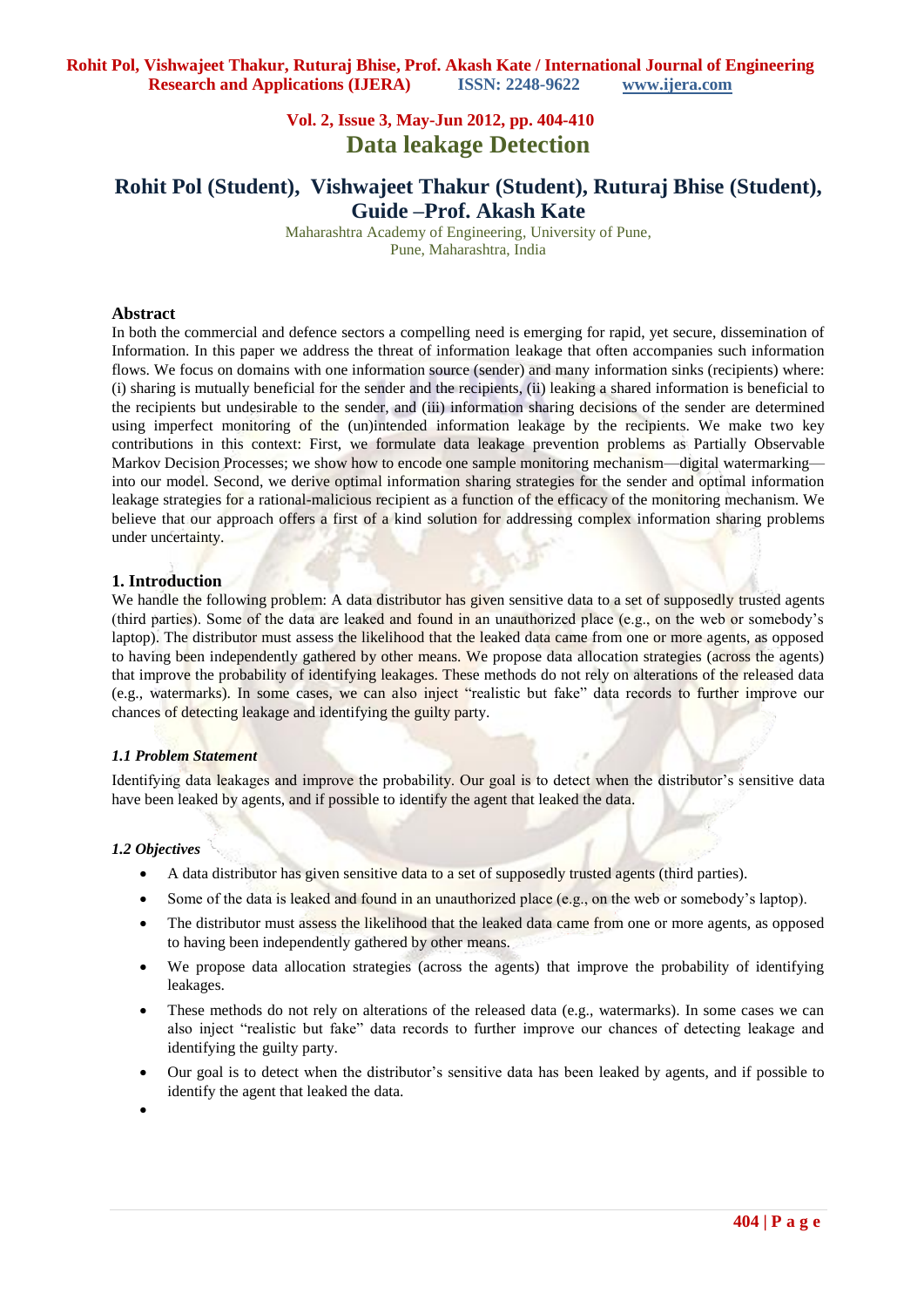# Data leakage Detection

## Rohit Pol (Student), Vishwajeet Thakur (Student), Ruturaj Bhise (Student), Guide –Prof. Akash Kate

Maharashtra Academy of Engineering, University of Pune,
Pune, Maharashtra, India

### Abstract

In both the commercial and defence sectors a compelling need is emerging for rapid, yet secure, dissemination of Information. In this paper we address the threat of information leakage that often accompanies such information flows. We focus on domains with one information source (sender) and many information sinks (recipients) where: (i) sharing is mutually beneficial for the sender and the recipients, (ii) leaking a shared information is beneficial to the recipients but undesirable to the sender, and (iii) information sharing decisions of the sender are determined using imperfect monitoring of the (un)intended information leakage by the recipients. We make two key contributions in this context: First, we formulate data leakage prevention problems as Partially Observable Markov Decision Processes; we show how to encode one sample monitoring mechanism—digital watermarking—into our model. Second, we derive optimal information sharing strategies for the sender and optimal information leakage strategies for a rational-malicious recipient as a function of the efficacy of the monitoring mechanism. We believe that our approach offers a first of a kind solution for addressing complex information sharing problems under uncertainty.

### 1. Introduction

We handle the following problem: A data distributor has given sensitive data to a set of supposedly trusted agents (third parties). Some of the data are leaked and found in an unauthorized place (e.g., on the web or somebody's laptop). The distributor must assess the likelihood that the leaked data came from one or more agents, as opposed to having been independently gathered by other means. We propose data allocation strategies (across the agents) that improve the probability of identifying leakages. These methods do not rely on alterations of the released data (e.g., watermarks). In some cases, we can also inject "realistic but fake" data records to further improve our chances of detecting leakage and identifying the guilty party.

#### *1.1 Problem Statement*

Identifying data leakages and improve the probability. Our goal is to detect when the distributor's sensitive data have been leaked by agents, and if possible to identify the agent that leaked the data.

#### *1.2 Objectives*

- A data distributor has given sensitive data to a set of supposedly trusted agents (third parties).
- Some of the data is leaked and found in an unauthorized place (e.g., on the web or somebody's laptop).
- The distributor must assess the likelihood that the leaked data came from one or more agents, as opposed to having been independently gathered by other means.
- We propose data allocation strategies (across the agents) that improve the probability of identifying leakages.
- These methods do not rely on alterations of the released data (e.g., watermarks). In some cases we can also inject "realistic but fake" data records to further improve our chances of detecting leakage and identifying the guilty party.
- Our goal is to detect when the distributor's sensitive data has been leaked by agents, and if possible to identify the agent that leaked the data.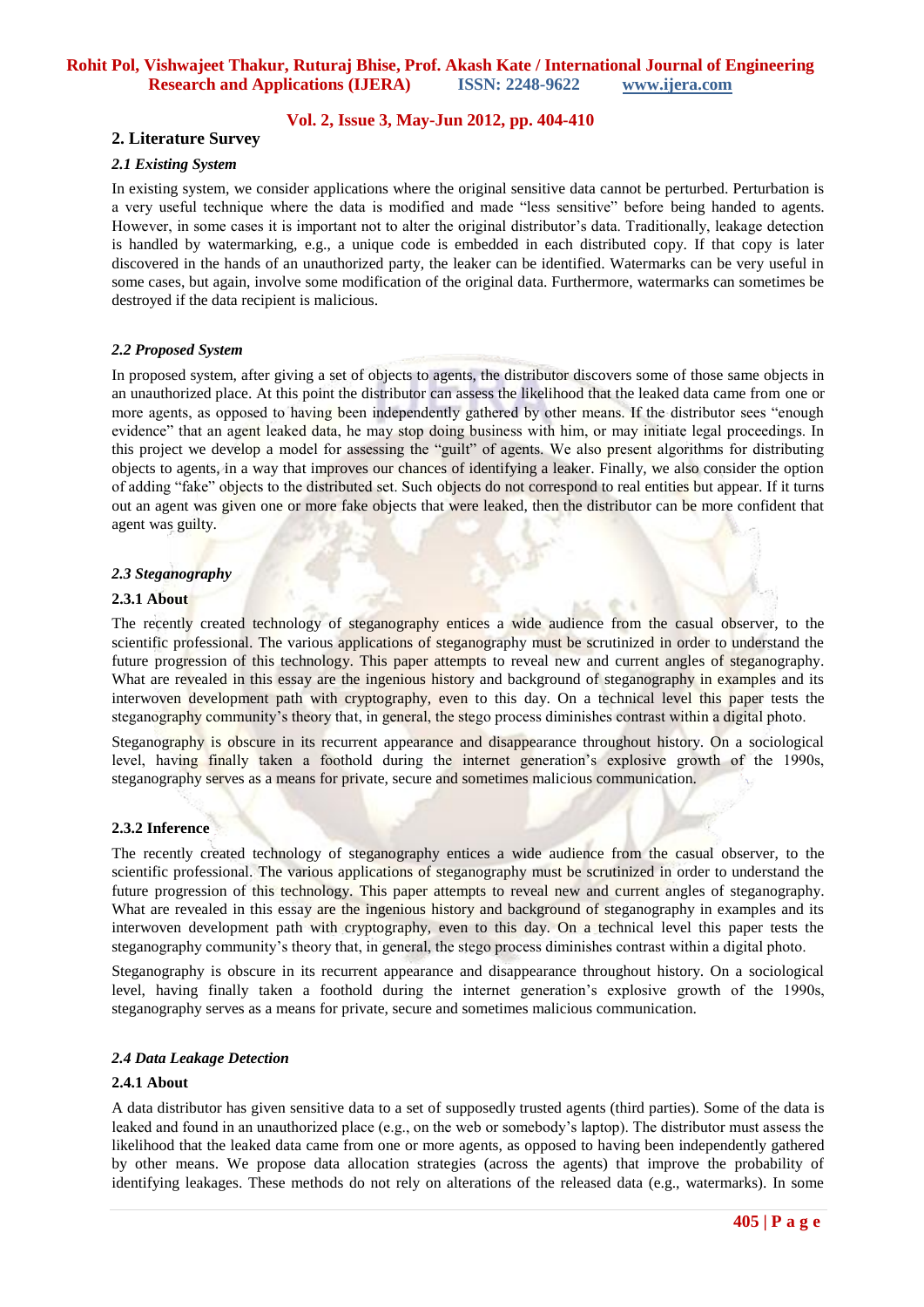## 2. Literature Survey

### *2.1 Existing System*

In existing system, we consider applications where the original sensitive data cannot be perturbed. Perturbation is a very useful technique where the data is modified and made "less sensitive" before being handed to agents. However, in some cases it is important not to alter the original distributor's data. Traditionally, leakage detection is handled by watermarking, e.g., a unique code is embedded in each distributed copy. If that copy is later discovered in the hands of an unauthorized party, the leaker can be identified. Watermarks can be very useful in some cases, but again, involve some modification of the original data. Furthermore, watermarks can sometimes be destroyed if the data recipient is malicious.

### *2.2 Proposed System*

In proposed system, after giving a set of objects to agents, the distributor discovers some of those same objects in an unauthorized place. At this point the distributor can assess the likelihood that the leaked data came from one or more agents, as opposed to having been independently gathered by other means. If the distributor sees "enough evidence" that an agent leaked data, he may stop doing business with him, or may initiate legal proceedings. In this project we develop a model for assessing the "guilt" of agents. We also present algorithms for distributing objects to agents, in a way that improves our chances of identifying a leaker. Finally, we also consider the option of adding "fake" objects to the distributed set. Such objects do not correspond to real entities but appear. If it turns out an agent was given one or more fake objects that were leaked, then the distributor can be more confident that agent was guilty.

### *2.3 Steganography*

#### 2.3.1 About

The recently created technology of steganography entices a wide audience from the casual observer, to the scientific professional. The various applications of steganography must be scrutinized in order to understand the future progression of this technology. This paper attempts to reveal new and current angles of steganography. What are revealed in this essay are the ingenious history and background of steganography in examples and its interwoven development path with cryptography, even to this day. On a technical level this paper tests the steganography community's theory that, in general, the stego process diminishes contrast within a digital photo.

Steganography is obscure in its recurrent appearance and disappearance throughout history. On a sociological level, having finally taken a foothold during the internet generation's explosive growth of the 1990s, steganography serves as a means for private, secure and sometimes malicious communication.

#### 2.3.2 Inference

The recently created technology of steganography entices a wide audience from the casual observer, to the scientific professional. The various applications of steganography must be scrutinized in order to understand the future progression of this technology. This paper attempts to reveal new and current angles of steganography. What are revealed in this essay are the ingenious history and background of steganography in examples and its interwoven development path with cryptography, even to this day. On a technical level this paper tests the steganography community's theory that, in general, the stego process diminishes contrast within a digital photo.

Steganography is obscure in its recurrent appearance and disappearance throughout history. On a sociological level, having finally taken a foothold during the internet generation's explosive growth of the 1990s, steganography serves as a means for private, secure and sometimes malicious communication.

### *2.4 Data Leakage Detection*

#### 2.4.1 About

A data distributor has given sensitive data to a set of supposedly trusted agents (third parties). Some of the data is leaked and found in an unauthorized place (e.g., on the web or somebody's laptop). The distributor must assess the likelihood that the leaked data came from one or more agents, as opposed to having been independently gathered by other means. We propose data allocation strategies (across the agents) that improve the probability of identifying leakages. These methods do not rely on alterations of the released data (e.g., watermarks). In some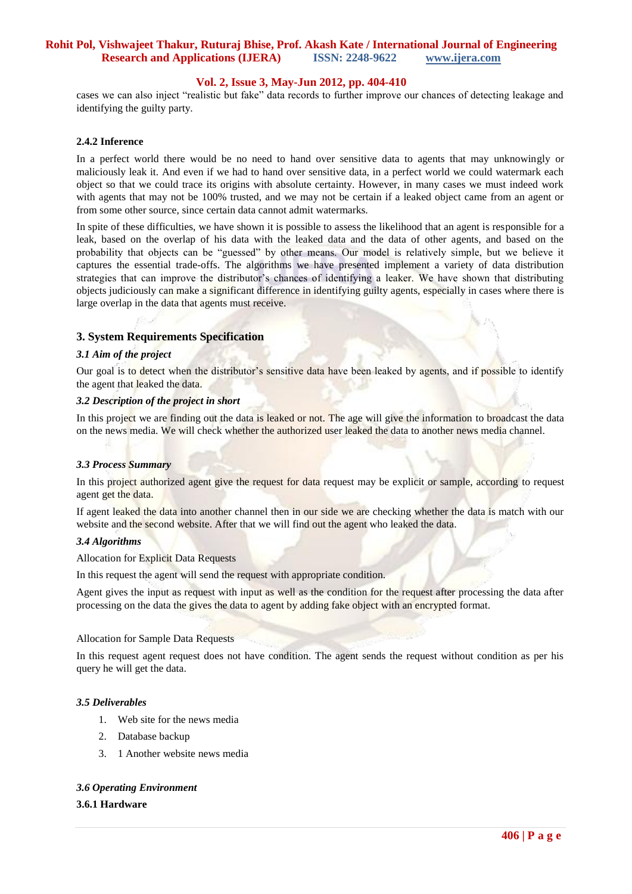cases we can also inject "realistic but fake" data records to further improve our chances of detecting leakage and identifying the guilty party.

#### 2.4.2 Inference

In a perfect world there would be no need to hand over sensitive data to agents that may unknowingly or maliciously leak it. And even if we had to hand over sensitive data, in a perfect world we could watermark each object so that we could trace its origins with absolute certainty. However, in many cases we must indeed work with agents that may not be 100% trusted, and we may not be certain if a leaked object came from an agent or from some other source, since certain data cannot admit watermarks.

In spite of these difficulties, we have shown it is possible to assess the likelihood that an agent is responsible for a leak, based on the overlap of his data with the leaked data and the data of other agents, and based on the probability that objects can be "guessed" by other means. Our model is relatively simple, but we believe it captures the essential trade-offs. The algorithms we have presented implement a variety of data distribution strategies that can improve the distributor's chances of identifying a leaker. We have shown that distributing objects judiciously can make a significant difference in identifying guilty agents, especially in cases where there is large overlap in the data that agents must receive.

## 3. System Requirements Specification

### *3.1 Aim of the project*

Our goal is to detect when the distributor's sensitive data have been leaked by agents, and if possible to identify the agent that leaked the data.

### *3.2 Description of the project in short*

In this project we are finding out the data is leaked or not. The age will give the information to broadcast the data on the news media. We will check whether the authorized user leaked the data to another news media channel.

### *3.3 Process Summary*

In this project authorized agent give the request for data request may be explicit or sample, according to request agent get the data.

If agent leaked the data into another channel then in our side we are checking whether the data is match with our website and the second website. After that we will find out the agent who leaked the data.

### *3.4 Algorithms*

Allocation for Explicit Data Requests

In this request the agent will send the request with appropriate condition.

Agent gives the input as request with input as well as the condition for the request after processing the data after processing on the data the gives the data to agent by adding fake object with an encrypted format.

Allocation for Sample Data Requests

In this request agent request does not have condition. The agent sends the request without condition as per his query he will get the data.

### *3.5 Deliverables*

1. Web site for the news media
2. Database backup
3. 1 Another website news media

### *3.6 Operating Environment*

#### 3.6.1 Hardware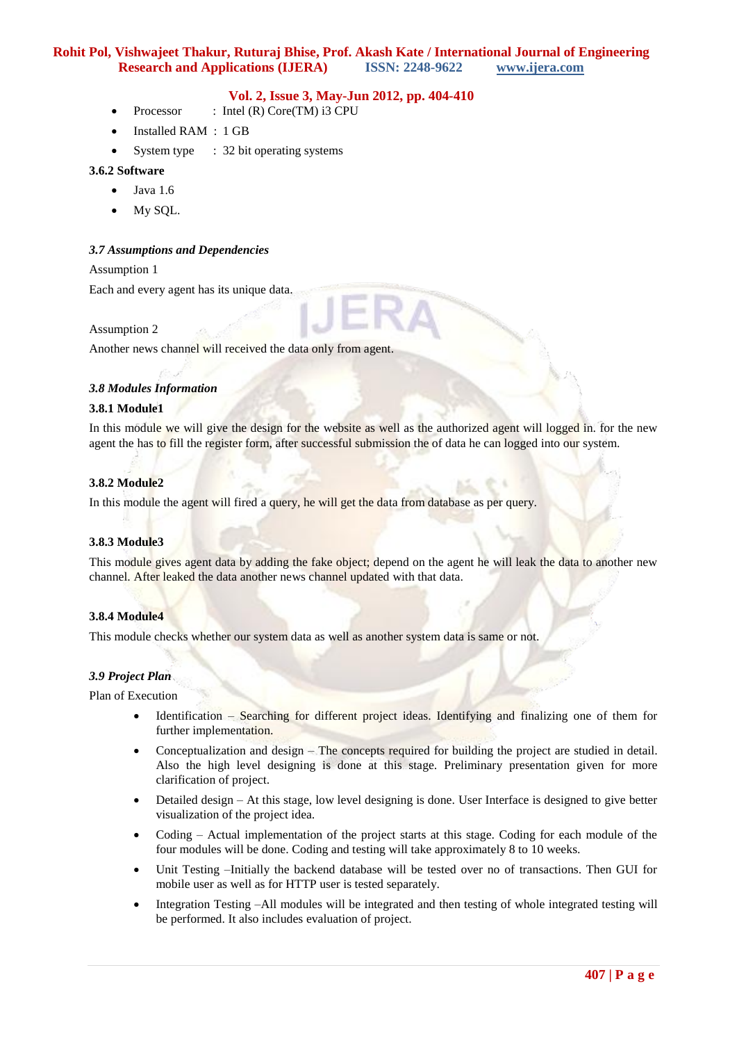- Processor : Intel (R) Core(TM) i3 CPU
- Installed RAM : 1 GB
- System type : 32 bit operating systems

**3.6.2 Software**

- Java 1.6
- My SQL.

***3.7 Assumptions and Dependencies***

Assumption 1

Each and every agent has its unique data.

Assumption 2

Another news channel will received the data only from agent.

***3.8 Modules Information***

**3.8.1 Module1**

In this module we will give the design for the website as well as the authorized agent will logged in. for the new agent the has to fill the register form, after successful submission the of data he can logged into our system.

**3.8.2 Module2**

In this module the agent will fired a query, he will get the data from database as per query.

**3.8.3 Module3**

This module gives agent data by adding the fake object; depend on the agent he will leak the data to another new channel. After leaked the data another news channel updated with that data.

**3.8.4 Module4**

This module checks whether our system data as well as another system data is same or not.

***3.9 Project Plan***

Plan of Execution

- Identification – Searching for different project ideas. Identifying and finalizing one of them for further implementation.
- Conceptualization and design – The concepts required for building the project are studied in detail. Also the high level designing is done at this stage. Preliminary presentation given for more clarification of project.
- Detailed design – At this stage, low level designing is done. User Interface is designed to give better visualization of the project idea.
- Coding – Actual implementation of the project starts at this stage. Coding for each module of the four modules will be done. Coding and testing will take approximately 8 to 10 weeks.
- Unit Testing –Initially the backend database will be tested over no of transactions. Then GUI for mobile user as well as for HTTP user is tested separately.
- Integration Testing –All modules will be integrated and then testing of whole integrated testing will be performed. It also includes evaluation of project.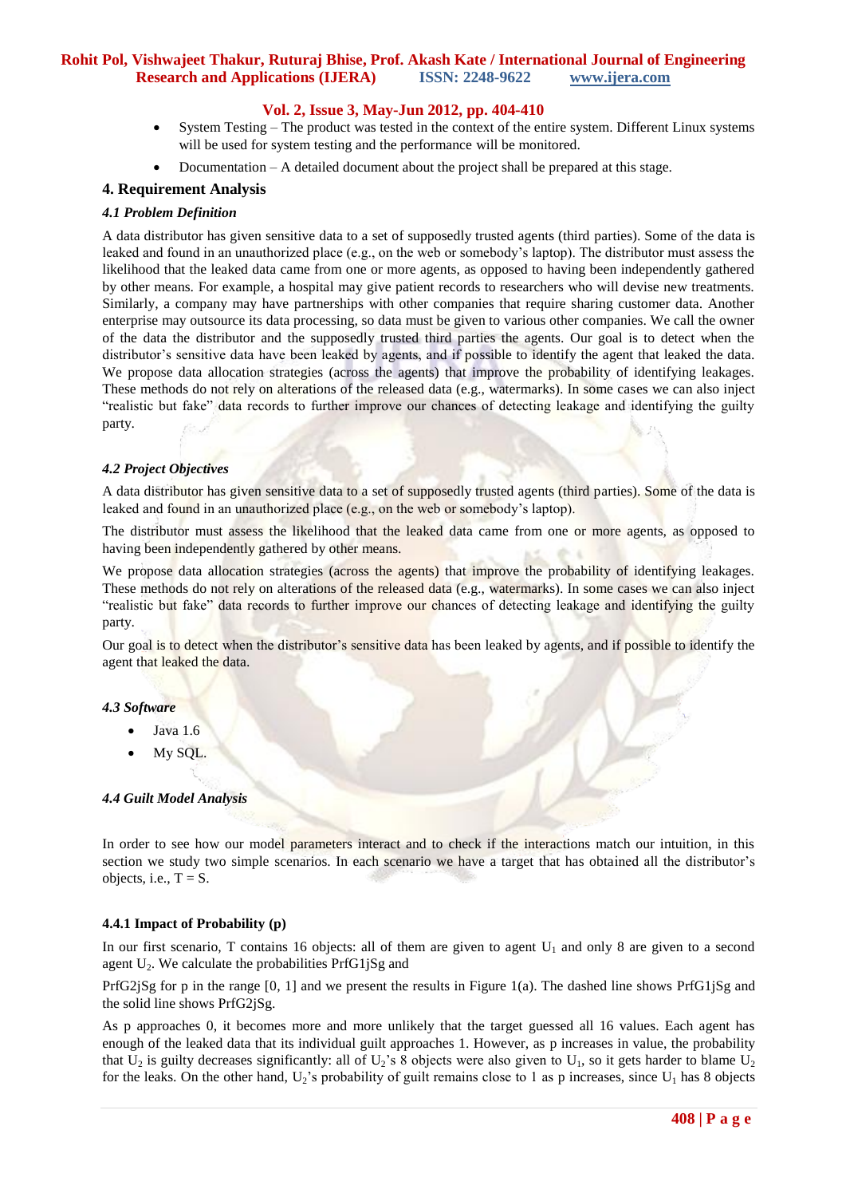- System Testing – The product was tested in the context of the entire system. Different Linux systems will be used for system testing and the performance will be monitored.
- Documentation – A detailed document about the project shall be prepared at this stage.

## 4. Requirement Analysis

### *4.1 Problem Definition*

A data distributor has given sensitive data to a set of supposedly trusted agents (third parties). Some of the data is leaked and found in an unauthorized place (e.g., on the web or somebody's laptop). The distributor must assess the likelihood that the leaked data came from one or more agents, as opposed to having been independently gathered by other means. For example, a hospital may give patient records to researchers who will devise new treatments. Similarly, a company may have partnerships with other companies that require sharing customer data. Another enterprise may outsource its data processing, so data must be given to various other companies. We call the owner of the data the distributor and the supposedly trusted third parties the agents. Our goal is to detect when the distributor's sensitive data have been leaked by agents, and if possible to identify the agent that leaked the data. We propose data allocation strategies (across the agents) that improve the probability of identifying leakages. These methods do not rely on alterations of the released data (e.g., watermarks). In some cases we can also inject "realistic but fake" data records to further improve our chances of detecting leakage and identifying the guilty party.

### *4.2 Project Objectives*

A data distributor has given sensitive data to a set of supposedly trusted agents (third parties). Some of the data is leaked and found in an unauthorized place (e.g., on the web or somebody's laptop).

The distributor must assess the likelihood that the leaked data came from one or more agents, as opposed to having been independently gathered by other means.

We propose data allocation strategies (across the agents) that improve the probability of identifying leakages. These methods do not rely on alterations of the released data (e.g., watermarks). In some cases we can also inject "realistic but fake" data records to further improve our chances of detecting leakage and identifying the guilty party.

Our goal is to detect when the distributor's sensitive data has been leaked by agents, and if possible to identify the agent that leaked the data.

### *4.3 Software*

- Java 1.6
- My SQL.

### *4.4 Guilt Model Analysis*

In order to see how our model parameters interact and to check if the interactions match our intuition, in this section we study two simple scenarios. In each scenario we have a target that has obtained all the distributor's objects, i.e., T = S.

#### 4.4.1 Impact of Probability (p)

In our first scenario, T contains 16 objects: all of them are given to agent $U_1$ and only 8 are given to a second agent $U_2$. We calculate the probabilities PrfG1jSg and

PrfG2jSg for p in the range [0, 1] and we present the results in Figure 1(a). The dashed line shows PrfG1jSg and the solid line shows PrfG2jSg.

As p approaches 0, it becomes more and more unlikely that the target guessed all 16 values. Each agent has enough of the leaked data that its individual guilt approaches 1. However, as p increases in value, the probability that $U_2$ is guilty decreases significantly: all of $U_2$'s 8 objects were also given to $U_1$, so it gets harder to blame $U_2$ for the leaks. On the other hand, $U_2$'s probability of guilt remains close to 1 as p increases, since $U_1$ has 8 objects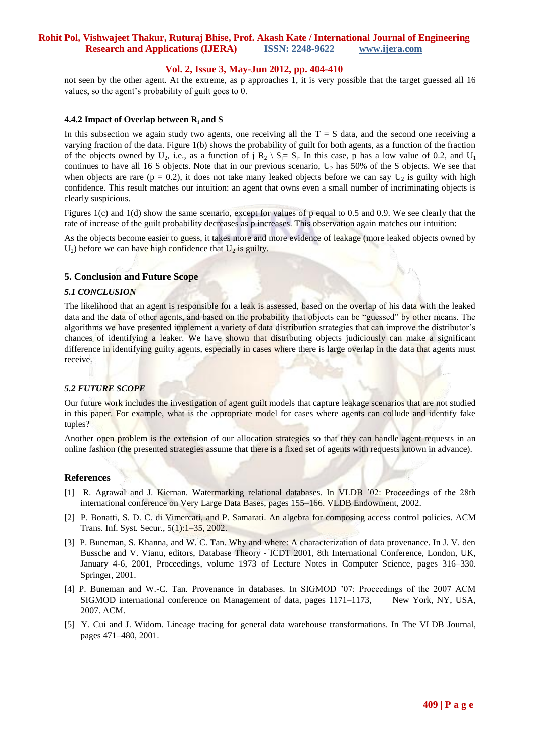not seen by the other agent. At the extreme, as p approaches 1, it is very possible that the target guessed all 16 values, so the agent's probability of guilt goes to 0.

#### 4.4.2 Impact of Overlap between $R_i$ and S

In this subsection we again study two agents, one receiving all the T = S data, and the second one receiving a varying fraction of the data. Figure 1(b) shows the probability of guilt for both agents, as a function of the fraction of the objects owned by $U_2$, i.e., as a function of j $R_2 \setminus S_j = S_j$. In this case, p has a low value of 0.2, and $U_1$ continues to have all 16 S objects. Note that in our previous scenario, $U_2$ has 50% of the S objects. We see that when objects are rare (p = 0.2), it does not take many leaked objects before we can say $U_2$ is guilty with high confidence. This result matches our intuition: an agent that owns even a small number of incriminating objects is clearly suspicious.

Figures 1(c) and 1(d) show the same scenario, except for values of p equal to 0.5 and 0.9. We see clearly that the rate of increase of the guilt probability decreases as p increases. This observation again matches our intuition:

As the objects become easier to guess, it takes more and more evidence of leakage (more leaked objects owned by $U_2$) before we can have high confidence that $U_2$ is guilty.

## 5. Conclusion and Future Scope

### *5.1 CONCLUSION*

The likelihood that an agent is responsible for a leak is assessed, based on the overlap of his data with the leaked data and the data of other agents, and based on the probability that objects can be "guessed" by other means. The algorithms we have presented implement a variety of data distribution strategies that can improve the distributor's chances of identifying a leaker. We have shown that distributing objects judiciously can make a significant difference in identifying guilty agents, especially in cases where there is large overlap in the data that agents must receive.

### *5.2 FUTURE SCOPE*

Our future work includes the investigation of agent guilt models that capture leakage scenarios that are not studied in this paper. For example, what is the appropriate model for cases where agents can collude and identify fake tuples?

Another open problem is the extension of our allocation strategies so that they can handle agent requests in an online fashion (the presented strategies assume that there is a fixed set of agents with requests known in advance).

## References

[1] R. Agrawal and J. Kiernan. Watermarking relational databases. In VLDB '02: Proceedings of the 28th international conference on Very Large Data Bases, pages 155–166. VLDB Endowment, 2002.

[2] P. Bonatti, S. D. C. di Vimercati, and P. Samarati. An algebra for composing access control policies. ACM Trans. Inf. Syst. Secur., 5(1):1–35, 2002.

[3] P. Buneman, S. Khanna, and W. C. Tan. Why and where: A characterization of data provenance. In J. V. den Bussche and V. Vianu, editors, Database Theory - ICDT 2001, 8th International Conference, London, UK, January 4-6, 2001, Proceedings, volume 1973 of Lecture Notes in Computer Science, pages 316–330. Springer, 2001.

[4] P. Buneman and W.-C. Tan. Provenance in databases. In SIGMOD '07: Proceedings of the 2007 ACM SIGMOD international conference on Management of data, pages 1171–1173, New York, NY, USA, 2007. ACM.

[5] Y. Cui and J. Widom. Lineage tracing for general data warehouse transformations. In The VLDB Journal, pages 471–480, 2001.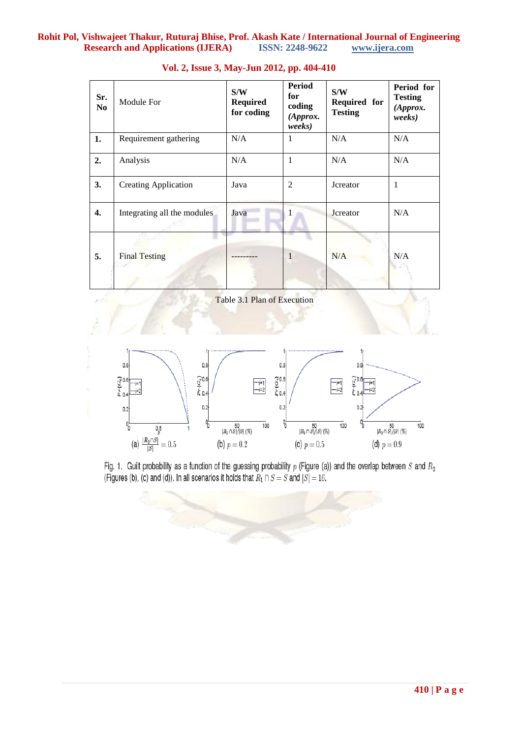| Sr. No | Module For | S/W Required for coding | Period for coding *(Approx. weeks)* | S/W Required for Testing | Period for Testing *(Approx. weeks)* |
|---|---|---|---|---|---|
| **1.** | Requirement gathering | N/A | 1 | N/A | N/A |
| **2.** | Analysis | N/A | 1 | N/A | N/A |
| **3.** | Creating Application | Java | 2 | Jcreator | 1 |
| **4.** | Integrating all the modules | Java | 1 | Jcreator | N/A |
| **5.** | Final Testing | --------- | 1 | N/A | N/A |

Table 3.1 Plan of Execution

(a) $\frac{|R_2 \cap S|}{|S|} = 0.5$

(b) $p = 0.2$

(c) $p = 0.5$

(d) $p = 0.9$

Fig. 1. Guilt probability as a function of the guessing probability $p$ (Figure (a)) and the overlap between $S$ and $R_2$ (Figures (b), (c) and (d)). In all scenarios it holds that $R_1 \cap S = S$ and $|S| = 16$.